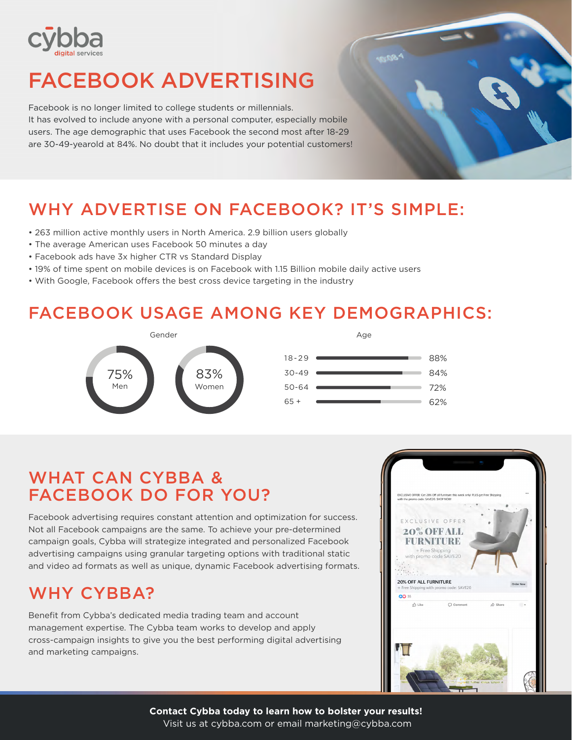cybba
digital services

# FACEBOOK ADVERTISING

Facebook is no longer limited to college students or millennials. It has evolved to include anyone with a personal computer, especially mobile users. The age demographic that uses Facebook the second most after 18-29 are 30-49-yearold at 84%. No doubt that it includes your potential customers!

## WHY ADVERTISE ON FACEBOOK? IT'S SIMPLE:

- 263 million active monthly users in North America. 2.9 billion users globally
- The average American uses Facebook 50 minutes a day
- Facebook ads have 3x higher CTR vs Standard Display
- 19% of time spent on mobile devices is on Facebook with 1.15 Billion mobile daily active users
- With Google, Facebook offers the best cross device targeting in the industry

## FACEBOOK USAGE AMONG KEY DEMOGRAPHICS:

Gender

| Gender | Usage |
| --- | --- |
| Men | 75% |
| Women | 83% |

Age

| Age | Usage |
| --- | --- |
| 18-29 | 88% |
| 30-49 | 84% |
| 50-64 | 72% |
| 65 + | 62% |

## WHAT CAN CYBBA & FACEBOOK DO FOR YOU?

Facebook advertising requires constant attention and optimization for success. Not all Facebook campaigns are the same. To achieve your pre-determined campaign goals, Cybba will strategize integrated and personalized Facebook advertising campaigns using granular targeting options with traditional static and video ad formats as well as unique, dynamic Facebook advertising formats.

## WHY CYBBA?

Benefit from Cybba's dedicated media trading team and account management expertise. The Cybba team works to develop and apply cross-campaign insights to give you the best performing digital advertising and marketing campaigns.

**Contact Cybba today to learn how to bolster your results!**
Visit us at cybba.com or email marketing@cybba.com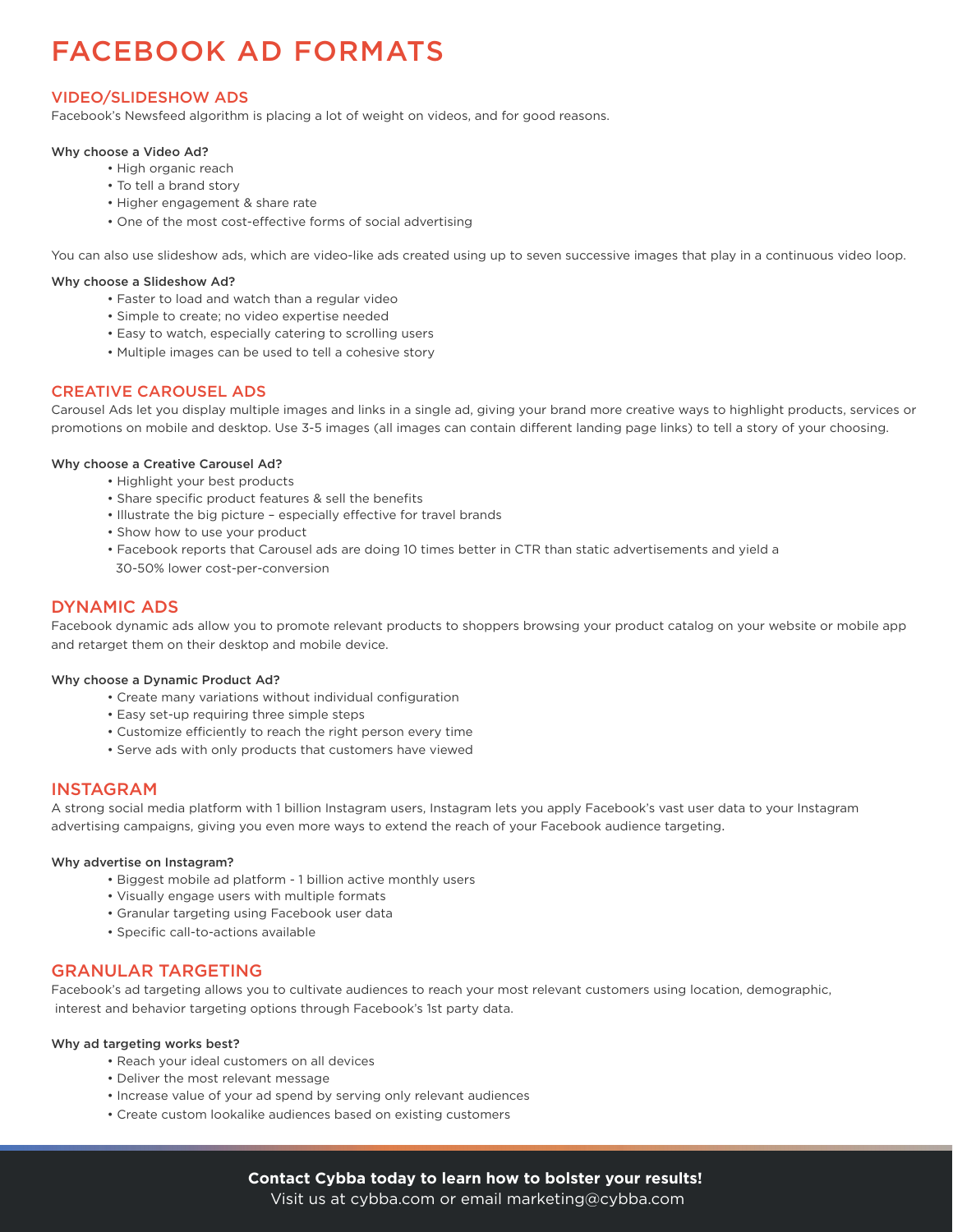# FACEBOOK AD FORMATS

## VIDEO/SLIDESHOW ADS

Facebook's Newsfeed algorithm is placing a lot of weight on videos, and for good reasons.

**Why choose a Video Ad?**

- High organic reach
- To tell a brand story
- Higher engagement & share rate
- One of the most cost-effective forms of social advertising

You can also use slideshow ads, which are video-like ads created using up to seven successive images that play in a continuous video loop.

**Why choose a Slideshow Ad?**

- Faster to load and watch than a regular video
- Simple to create; no video expertise needed
- Easy to watch, especially catering to scrolling users
- Multiple images can be used to tell a cohesive story

## CREATIVE CAROUSEL ADS

Carousel Ads let you display multiple images and links in a single ad, giving your brand more creative ways to highlight products, services or promotions on mobile and desktop. Use 3-5 images (all images can contain different landing page links) to tell a story of your choosing.

**Why choose a Creative Carousel Ad?**

- Highlight your best products
- Share specific product features & sell the benefits
- Illustrate the big picture – especially effective for travel brands
- Show how to use your product
- Facebook reports that Carousel ads are doing 10 times better in CTR than static advertisements and yield a 30-50% lower cost-per-conversion

## DYNAMIC ADS

Facebook dynamic ads allow you to promote relevant products to shoppers browsing your product catalog on your website or mobile app and retarget them on their desktop and mobile device.

**Why choose a Dynamic Product Ad?**

- Create many variations without individual configuration
- Easy set-up requiring three simple steps
- Customize efficiently to reach the right person every time
- Serve ads with only products that customers have viewed

## INSTAGRAM

A strong social media platform with 1 billion Instagram users, Instagram lets you apply Facebook's vast user data to your Instagram advertising campaigns, giving you even more ways to extend the reach of your Facebook audience targeting.

**Why advertise on Instagram?**

- Biggest mobile ad platform - 1 billion active monthly users
- Visually engage users with multiple formats
- Granular targeting using Facebook user data
- Specific call-to-actions available

## GRANULAR TARGETING

Facebook's ad targeting allows you to cultivate audiences to reach your most relevant customers using location, demographic, interest and behavior targeting options through Facebook's 1st party data.

**Why ad targeting works best?**

- Reach your ideal customers on all devices
- Deliver the most relevant message
- Increase value of your ad spend by serving only relevant audiences
- Create custom lookalike audiences based on existing customers

**Contact Cybba today to learn how to bolster your results!**
Visit us at cybba.com or email marketing@cybba.com